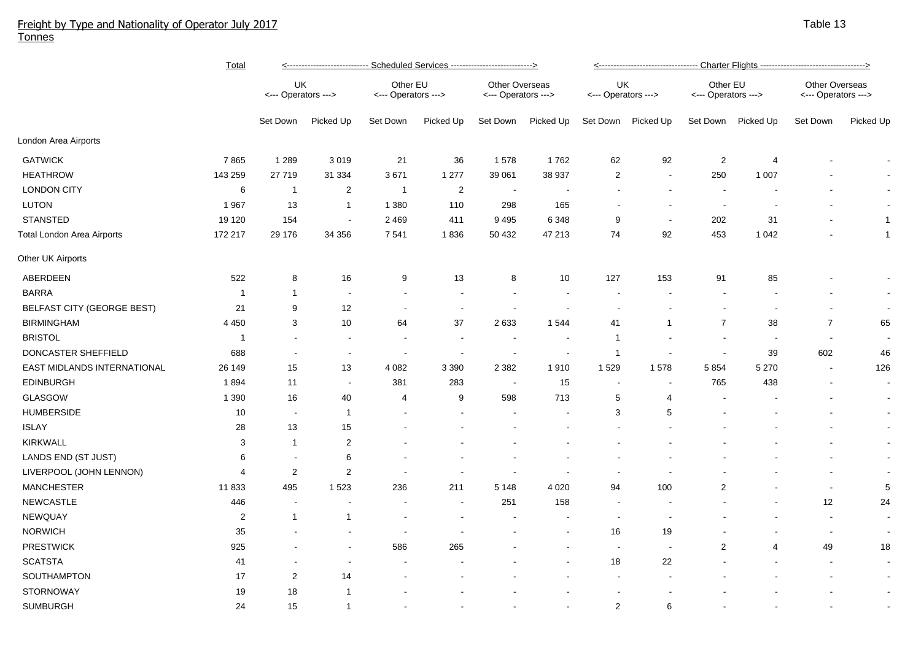# Freight by Type and Nationality of Operator July 2017
Tonnes

Table 13

| | Total | Scheduled Services | | | | | | Charter Flights | | | | | |
|---|---|---|---|---|---|---|---|---|---|---|---|---|---|
| | | UK Operators | | Other EU Operators | | Other Overseas Operators | | UK Operators | | Other EU Operators | | Other Overseas Operators | |
| | | Set Down | Picked Up | Set Down | Picked Up | Set Down | Picked Up | Set Down | Picked Up | Set Down | Picked Up | Set Down | Picked Up |
| **London Area Airports** | | | | | | | | | | | | | |
| GATWICK | 7 865 | 1 289 | 3 019 | 21 | 36 | 1 578 | 1 762 | 62 | 92 | 2 | 4 | - | - |
| HEATHROW | 143 259 | 27 719 | 31 334 | 3 671 | 1 277 | 39 061 | 38 937 | 2 | - | 250 | 1 007 | - | - |
| LONDON CITY | 6 | 1 | 2 | 1 | 2 | - | - | - | - | - | - | - | - |
| LUTON | 1 967 | 13 | 1 | 1 380 | 110 | 298 | 165 | - | - | - | - | - | - |
| STANSTED | 19 120 | 154 | - | 2 469 | 411 | 9 495 | 6 348 | 9 | - | 202 | 31 | - | 1 |
| Total London Area Airports | 172 217 | 29 176 | 34 356 | 7 541 | 1 836 | 50 432 | 47 213 | 74 | 92 | 453 | 1 042 | - | 1 |
| **Other UK Airports** | | | | | | | | | | | | | |
| ABERDEEN | 522 | 8 | 16 | 9 | 13 | 8 | 10 | 127 | 153 | 91 | 85 | - | - |
| BARRA | 1 | 1 | - | - | - | - | - | - | - | - | - | - | - |
| BELFAST CITY (GEORGE BEST) | 21 | 9 | 12 | - | - | - | - | - | - | - | - | - | - |
| BIRMINGHAM | 4 450 | 3 | 10 | 64 | 37 | 2 633 | 1 544 | 41 | 1 | 7 | 38 | 7 | 65 |
| BRISTOL | 1 | - | - | - | - | - | - | 1 | - | - | - | - | - |
| DONCASTER SHEFFIELD | 688 | - | - | - | - | - | - | 1 | - | - | 39 | 602 | 46 |
| EAST MIDLANDS INTERNATIONAL | 26 149 | 15 | 13 | 4 082 | 3 390 | 2 382 | 1 910 | 1 529 | 1 578 | 5 854 | 5 270 | - | 126 |
| EDINBURGH | 1 894 | 11 | - | 381 | 283 | - | 15 | - | - | 765 | 438 | - | - |
| GLASGOW | 1 390 | 16 | 40 | 4 | 9 | 598 | 713 | 5 | 4 | - | - | - | - |
| HUMBERSIDE | 10 | - | 1 | - | - | - | - | 3 | 5 | - | - | - | - |
| ISLAY | 28 | 13 | 15 | - | - | - | - | - | - | - | - | - | - |
| KIRKWALL | 3 | 1 | 2 | - | - | - | - | - | - | - | - | - | - |
| LANDS END (ST JUST) | 6 | - | 6 | - | - | - | - | - | - | - | - | - | - |
| LIVERPOOL (JOHN LENNON) | 4 | 2 | 2 | - | - | - | - | - | - | - | - | - | - |
| MANCHESTER | 11 833 | 495 | 1 523 | 236 | 211 | 5 148 | 4 020 | 94 | 100 | 2 | - | - | 5 |
| NEWCASTLE | 446 | - | - | - | - | 251 | 158 | - | - | - | - | 12 | 24 |
| NEWQUAY | 2 | 1 | 1 | - | - | - | - | - | - | - | - | - | - |
| NORWICH | 35 | - | - | - | - | - | - | 16 | 19 | - | - | - | - |
| PRESTWICK | 925 | - | - | 586 | 265 | - | - | - | - | 2 | 4 | 49 | 18 |
| SCATSTA | 41 | - | - | - | - | - | - | 18 | 22 | - | - | - | - |
| SOUTHAMPTON | 17 | 2 | 14 | - | - | - | - | - | - | - | - | - | - |
| STORNOWAY | 19 | 18 | 1 | - | - | - | - | - | - | - | - | - | - |
| SUMBURGH | 24 | 15 | 1 | - | - | - | - | 2 | 6 | - | - | - | - |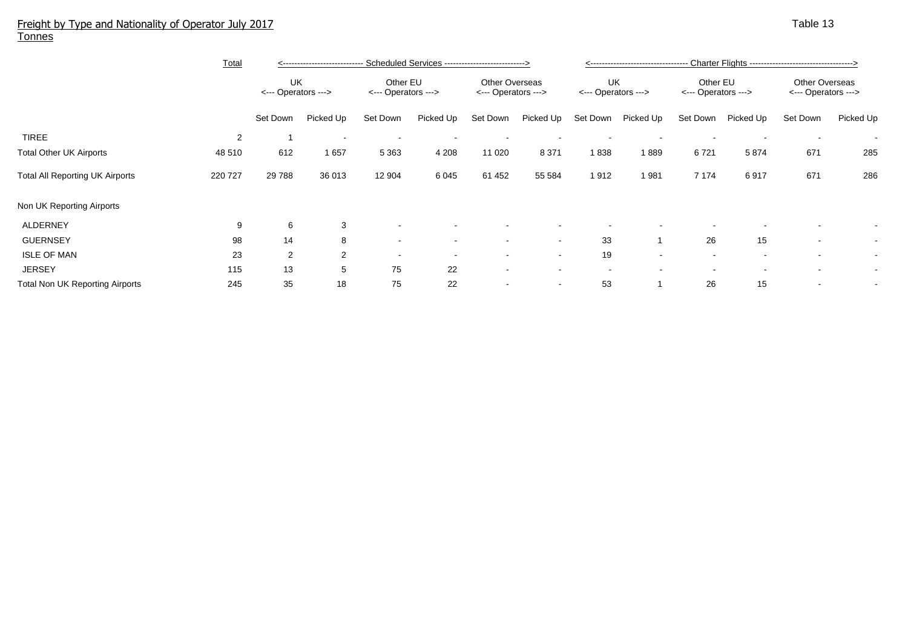# Freight by Type and Nationality of Operator July 2017
Tonnes

Table 13

| | Total | Scheduled Services | | | | | | Charter Flights | | | | | |
|---|---|---|---|---|---|---|---|---|---|---|---|---|---|
| | | UK <--- Operators ---> | | Other EU <--- Operators ---> | | Other Overseas <--- Operators ---> | | UK <--- Operators ---> | | Other EU <--- Operators ---> | | Other Overseas <--- Operators ---> | |
| | | Set Down | Picked Up | Set Down | Picked Up | Set Down | Picked Up | Set Down | Picked Up | Set Down | Picked Up | Set Down | Picked Up |
| TIREE | 2 | 1 | - | - | - | - | - | - | - | - | - | - | - |
| Total Other UK Airports | 48 510 | 612 | 1 657 | 5 363 | 4 208 | 11 020 | 8 371 | 1 838 | 1 889 | 6 721 | 5 874 | 671 | 285 |
| Total All Reporting UK Airports | 220 727 | 29 788 | 36 013 | 12 904 | 6 045 | 61 452 | 55 584 | 1 912 | 1 981 | 7 174 | 6 917 | 671 | 286 |
| Non UK Reporting Airports | | | | | | | | | | | | | |
| ALDERNEY | 9 | 6 | 3 | - | - | - | - | - | - | - | - | - | - |
| GUERNSEY | 98 | 14 | 8 | - | - | - | - | 33 | 1 | 26 | 15 | - | - |
| ISLE OF MAN | 23 | 2 | 2 | - | - | - | - | 19 | - | - | - | - | - |
| JERSEY | 115 | 13 | 5 | 75 | 22 | - | - | - | - | - | - | - | - |
| Total Non UK Reporting Airports | 245 | 35 | 18 | 75 | 22 | - | - | 53 | 1 | 26 | 15 | - | - |